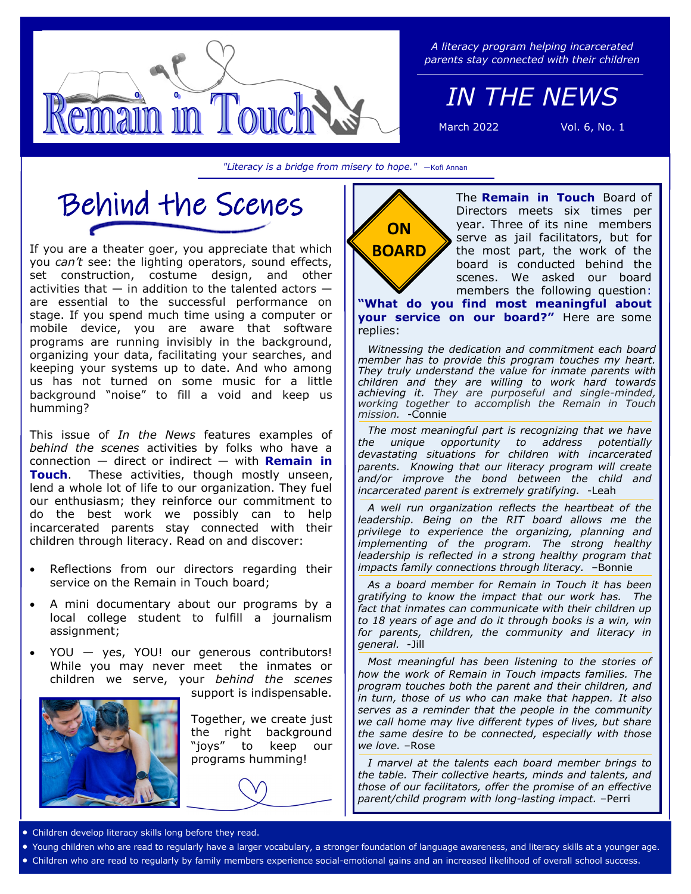# Remain in Touch

*A literacy program helping incarcerated parents stay connected with their children*

## IN THE NEWS

March 2022 — Vol. 6, No. 1

*"Literacy is a bridge from misery to hope."* —Kofi Annan

## Behind the Scenes

If you are a theater goer, you appreciate that which you *can't* see: the lighting operators, sound effects, set construction, costume design, and other activities that — in addition to the talented actors — are essential to the successful performance on stage. If you spend much time using a computer or mobile device, you are aware that software programs are running invisibly in the background, organizing your data, facilitating your searches, and keeping your systems up to date. And who among us has not turned on some music for a little background "noise" to fill a void and keep us humming?

This issue of *In the News* features examples of *behind the scenes* activities by folks who have a connection — direct or indirect — with **Remain in Touch**. These activities, though mostly unseen, lend a whole lot of life to our organization. They fuel our enthusiasm; they reinforce our commitment to do the best work we possibly can to help incarcerated parents stay connected with their children through literacy. Read on and discover:

- Reflections from our directors regarding their service on the Remain in Touch board;
- A mini documentary about our programs by a local college student to fulfill a journalism assignment;
- YOU — yes, YOU! our generous contributors! While you may never meet the inmates or children we serve, your *behind the scenes* support is indispensable.

Together, we create just the right background "joys" to keep our programs humming!

## ON BOARD

The **Remain in Touch** Board of Directors meets six times per year. Three of its nine members serve as jail facilitators, but for the most part, the work of the board is conducted behind the scenes. We asked our board members the following question: **"What do you find most meaningful about your service on our board?"** Here are some replies:

*Witnessing the dedication and commitment each board member has to provide this program touches my heart. They truly understand the value for inmate parents with children and they are willing to work hard towards achieving it. They are purposeful and single-minded, working together to accomplish the Remain in Touch mission.* -Connie

*The most meaningful part is recognizing that we have the unique opportunity to address potentially devastating situations for children with incarcerated parents. Knowing that our literacy program will create and/or improve the bond between the child and incarcerated parent is extremely gratifying.* -Leah

*A well run organization reflects the heartbeat of the leadership. Being on the RIT board allows me the privilege to experience the organizing, planning and implementing of the program. The strong healthy leadership is reflected in a strong healthy program that impacts family connections through literacy.* –Bonnie

*As a board member for Remain in Touch it has been gratifying to know the impact that our work has. The fact that inmates can communicate with their children up to 18 years of age and do it through books is a win, win for parents, children, the community and literacy in general.* -Jill

*Most meaningful has been listening to the stories of how the work of Remain in Touch impacts families. The program touches both the parent and their children, and in turn, those of us who can make that happen. It also serves as a reminder that the people in the community we call home may live different types of lives, but share the same desire to be connected, especially with those we love.* –Rose

*I marvel at the talents each board member brings to the table. Their collective hearts, minds and talents, and those of our facilitators, offer the promise of an effective parent/child program with long-lasting impact.* –Perri

- Children develop literacy skills long before they read.
- Young children who are read to regularly have a larger vocabulary, a stronger foundation of language awareness, and literacy skills at a younger age.
- Children who are read to regularly by family members experience social-emotional gains and an increased likelihood of overall school success.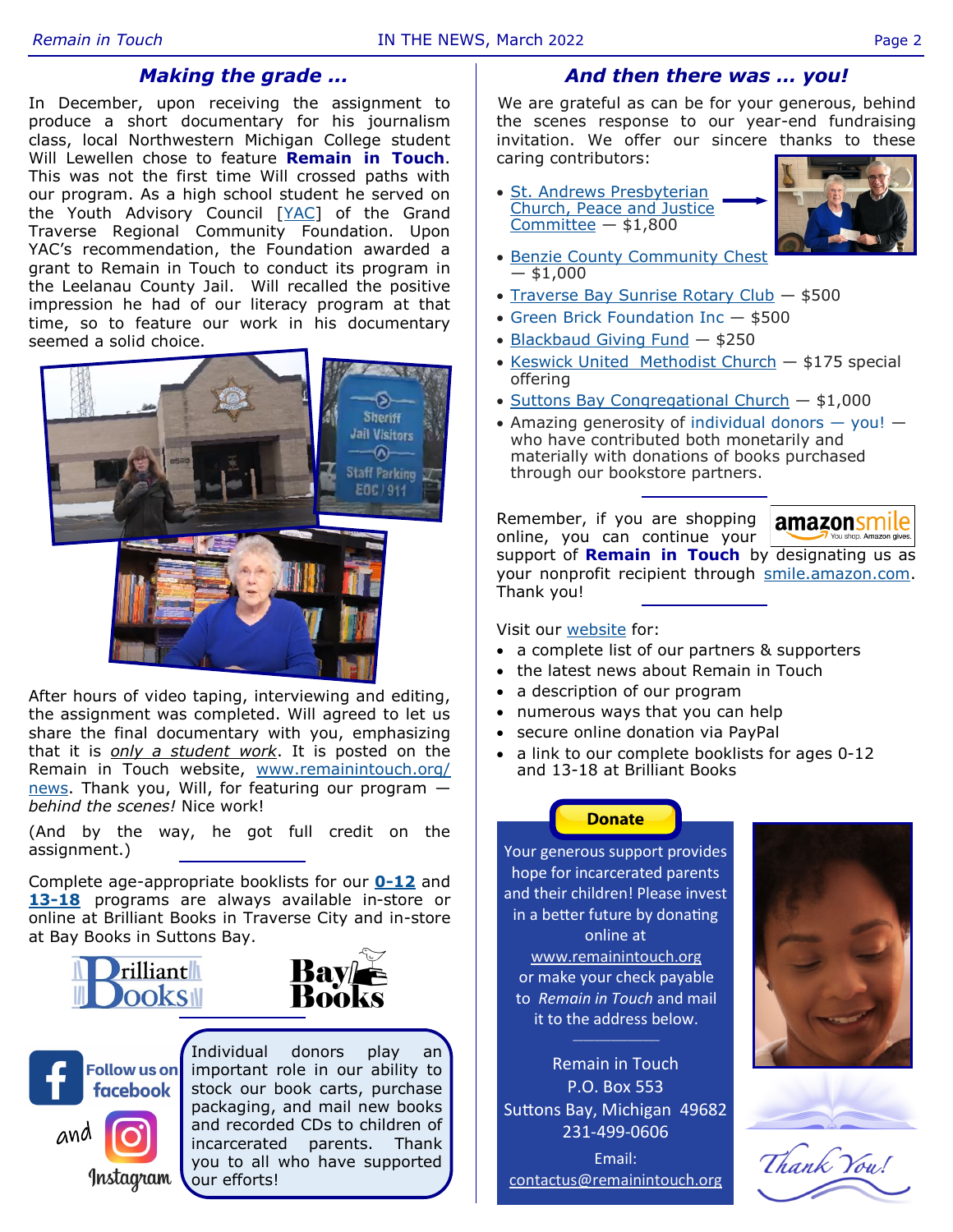## *Making the grade …*

In December, upon receiving the assignment to produce a short documentary for his journalism class, local Northwestern Michigan College student Will Lewellen chose to feature **Remain in Touch**. This was not the first time Will crossed paths with our program. As a high school student he served on the Youth Advisory Council [YAC] of the Grand Traverse Regional Community Foundation. Upon YAC's recommendation, the Foundation awarded a grant to Remain in Touch to conduct its program in the Leelanau County Jail. Will recalled the positive impression he had of our literacy program at that time, so to feature our work in his documentary seemed a solid choice.

After hours of video taping, interviewing and editing, the assignment was completed. Will agreed to let us share the final documentary with you, emphasizing that it is *only a student work*. It is posted on the Remain in Touch website, www.remainintouch.org/news. Thank you, Will, for featuring our program — *behind the scenes!* Nice work!

(And by the way, he got full credit on the assignment.)

Complete age-appropriate booklists for our **0-12** and **13-18** programs are always available in-store or online at Brilliant Books in Traverse City and in-store at Bay Books in Suttons Bay.

Follow us on facebook and Instagram

Individual donors play an important role in our ability to stock our book carts, purchase packaging, and mail new books and recorded CDs to children of incarcerated parents. Thank you to all who have supported our efforts!

## *And then there was … you!*

We are grateful as can be for your generous, behind the scenes response to our year-end fundraising invitation. We offer our sincere thanks to these caring contributors:

- St. Andrews Presbyterian Church, Peace and Justice Committee — $1,800
- Benzie County Community Chest — $1,000
- Traverse Bay Sunrise Rotary Club — $500
- Green Brick Foundation Inc — $500
- Blackbaud Giving Fund — $250
- Keswick United Methodist Church — $175 special offering
- Suttons Bay Congregational Church — $1,000
- Amazing generosity of individual donors — you! — who have contributed both monetarily and materially with donations of books purchased through our bookstore partners.

Remember, if you are shopping online, you can continue your support of **Remain in Touch** by designating us as your nonprofit recipient through smile.amazon.com. Thank you!

Visit our website for:

- a complete list of our partners & supporters
- the latest news about Remain in Touch
- a description of our program
- numerous ways that you can help
- secure online donation via PayPal
- a link to our complete booklists for ages 0-12 and 13-18 at Brilliant Books

**Donate**

Your generous support provides hope for incarcerated parents and their children! Please invest in a better future by donating online at www.remainintouch.org or make your check payable to *Remain in Touch* and mail it to the address below.

Remain in Touch
P.O. Box 553
Suttons Bay, Michigan 49682
231-499-0606
Email:
contactus@remainintouch.org

*Thank You!*